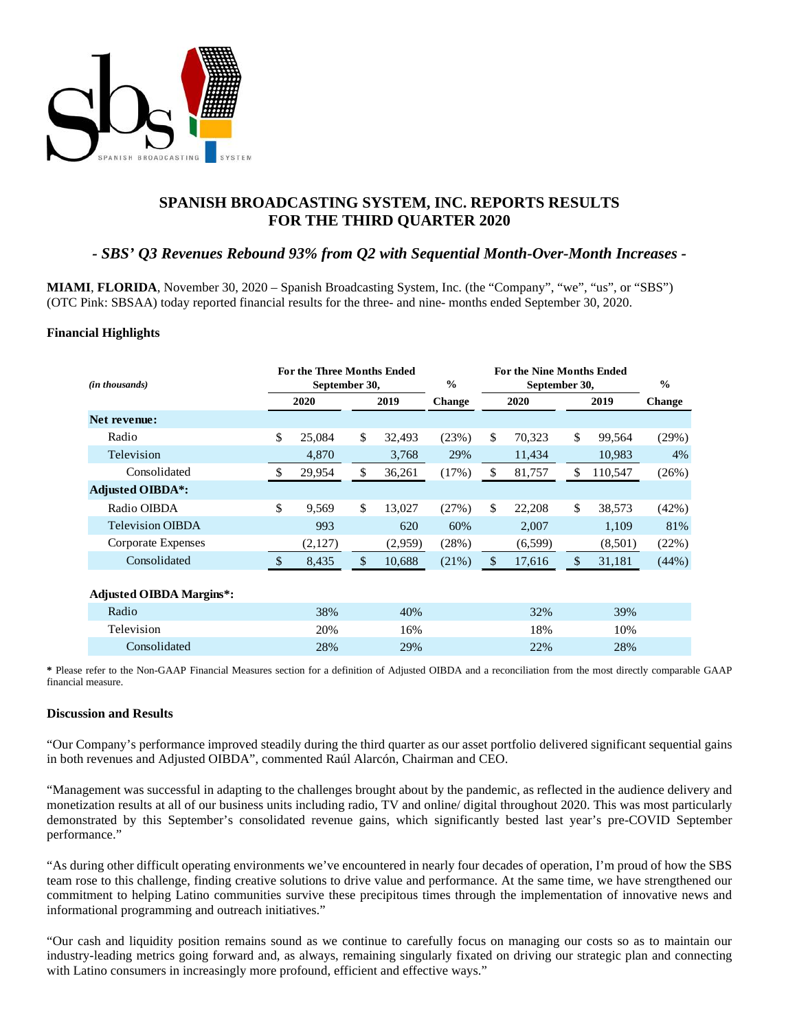# SPANISH BROADCASTING SYSTEM, INC. REPORTS RESULTS FOR THE THIRD QUARTER 2020

### *- SBS' Q3 Revenues Rebound 93% from Q2 with Sequential Month-Over-Month Increases -*

**MIAMI**, **FLORIDA**, November 30, 2020 – Spanish Broadcasting System, Inc. (the "Company", "we", "us", or "SBS") (OTC Pink: SBSAA) today reported financial results for the three- and nine- months ended September 30, 2020.

**Financial Highlights**

| *(in thousands)* | For the Three Months Ended September 30, 2020 | For the Three Months Ended September 30, 2019 | % Change | For the Nine Months Ended September 30, 2020 | For the Nine Months Ended September 30, 2019 | % Change |
|---|---|---|---|---|---|---|
| **Net revenue:** | | | | | | |
| Radio | $ 25,084 | $ 32,493 | (23%) | $ 70,323 | $ 99,564 | (29%) |
| Television | 4,870 | 3,768 | 29% | 11,434 | 10,983 | 4% |
| Consolidated | $ 29,954 | $ 36,261 | (17%) | $ 81,757 | $ 110,547 | (26%) |
| **Adjusted OIBDA*:** | | | | | | |
| Radio OIBDA | $ 9,569 | $ 13,027 | (27%) | $ 22,208 | $ 38,573 | (42%) |
| Television OIBDA | 993 | 620 | 60% | 2,007 | 1,109 | 81% |
| Corporate Expenses | (2,127) | (2,959) | (28%) | (6,599) | (8,501) | (22%) |
| Consolidated | $ 8,435 | $ 10,688 | (21%) | $ 17,616 | $ 31,181 | (44%) |
| | | | | | | |
| **Adjusted OIBDA Margins*:** | | | | | | |
| Radio | 38% | 40% | | 32% | 39% | |
| Television | 20% | 16% | | 18% | 10% | |
| Consolidated | 28% | 29% | | 22% | 28% | |

**\*** Please refer to the Non-GAAP Financial Measures section for a definition of Adjusted OIBDA and a reconciliation from the most directly comparable GAAP financial measure.

**Discussion and Results**

"Our Company's performance improved steadily during the third quarter as our asset portfolio delivered significant sequential gains in both revenues and Adjusted OIBDA", commented Raúl Alarcón, Chairman and CEO.

"Management was successful in adapting to the challenges brought about by the pandemic, as reflected in the audience delivery and monetization results at all of our business units including radio, TV and online/ digital throughout 2020. This was most particularly demonstrated by this September's consolidated revenue gains, which significantly bested last year's pre-COVID September performance."

"As during other difficult operating environments we've encountered in nearly four decades of operation, I'm proud of how the SBS team rose to this challenge, finding creative solutions to drive value and performance. At the same time, we have strengthened our commitment to helping Latino communities survive these precipitous times through the implementation of innovative news and informational programming and outreach initiatives."

"Our cash and liquidity position remains sound as we continue to carefully focus on managing our costs so as to maintain our industry-leading metrics going forward and, as always, remaining singularly fixated on driving our strategic plan and connecting with Latino consumers in increasingly more profound, efficient and effective ways."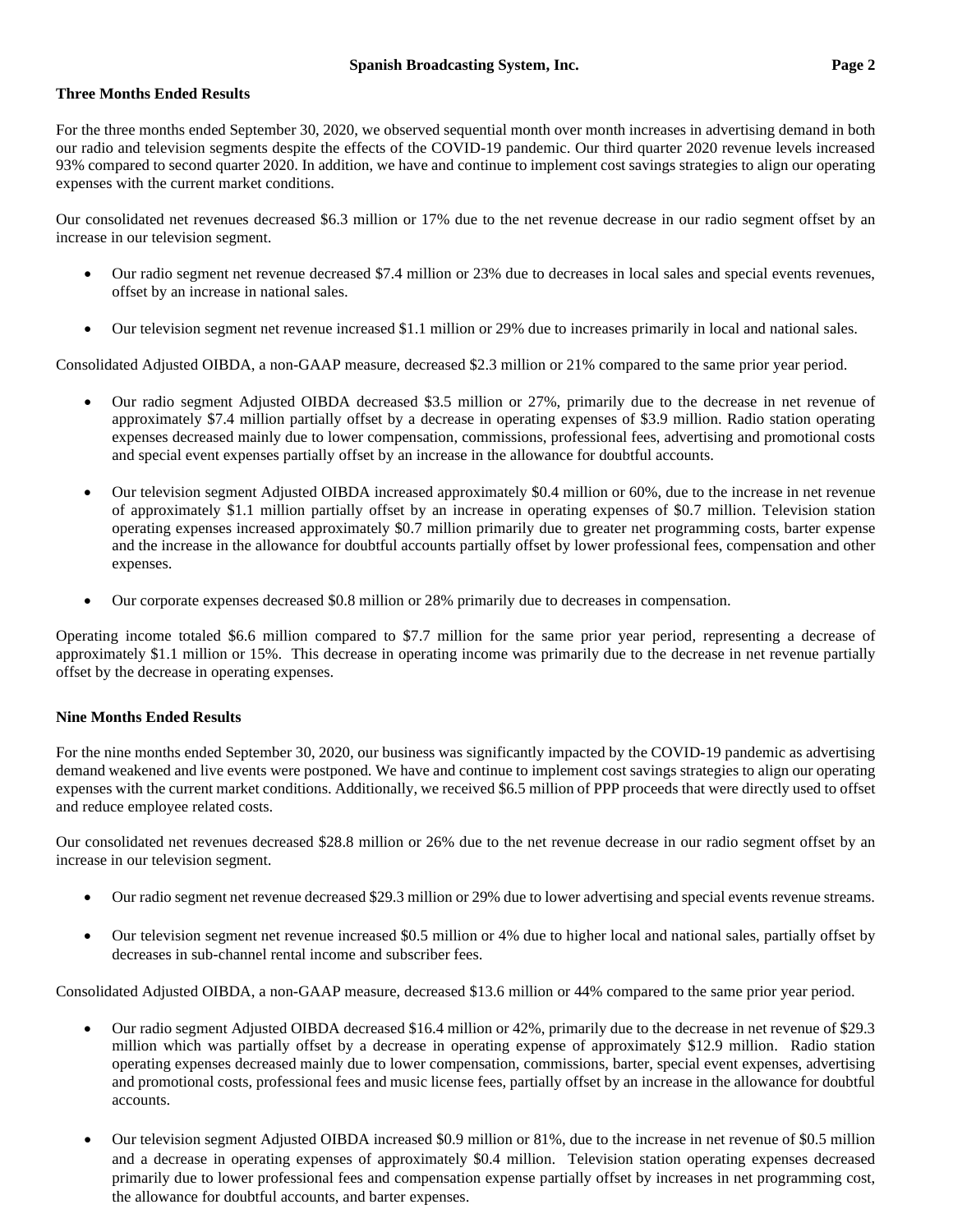### Three Months Ended Results

For the three months ended September 30, 2020, we observed sequential month over month increases in advertising demand in both our radio and television segments despite the effects of the COVID-19 pandemic. Our third quarter 2020 revenue levels increased 93% compared to second quarter 2020. In addition, we have and continue to implement cost savings strategies to align our operating expenses with the current market conditions.

Our consolidated net revenues decreased $6.3 million or 17% due to the net revenue decrease in our radio segment offset by an increase in our television segment.

- Our radio segment net revenue decreased $7.4 million or 23% due to decreases in local sales and special events revenues, offset by an increase in national sales.
- Our television segment net revenue increased $1.1 million or 29% due to increases primarily in local and national sales.

Consolidated Adjusted OIBDA, a non-GAAP measure, decreased $2.3 million or 21% compared to the same prior year period.

- Our radio segment Adjusted OIBDA decreased $3.5 million or 27%, primarily due to the decrease in net revenue of approximately $7.4 million partially offset by a decrease in operating expenses of $3.9 million. Radio station operating expenses decreased mainly due to lower compensation, commissions, professional fees, advertising and promotional costs and special event expenses partially offset by an increase in the allowance for doubtful accounts.
- Our television segment Adjusted OIBDA increased approximately $0.4 million or 60%, due to the increase in net revenue of approximately $1.1 million partially offset by an increase in operating expenses of $0.7 million. Television station operating expenses increased approximately $0.7 million primarily due to greater net programming costs, barter expense and the increase in the allowance for doubtful accounts partially offset by lower professional fees, compensation and other expenses.
- Our corporate expenses decreased $0.8 million or 28% primarily due to decreases in compensation.

Operating income totaled $6.6 million compared to $7.7 million for the same prior year period, representing a decrease of approximately $1.1 million or 15%. This decrease in operating income was primarily due to the decrease in net revenue partially offset by the decrease in operating expenses.

### Nine Months Ended Results

For the nine months ended September 30, 2020, our business was significantly impacted by the COVID-19 pandemic as advertising demand weakened and live events were postponed. We have and continue to implement cost savings strategies to align our operating expenses with the current market conditions. Additionally, we received $6.5 million of PPP proceeds that were directly used to offset and reduce employee related costs.

Our consolidated net revenues decreased $28.8 million or 26% due to the net revenue decrease in our radio segment offset by an increase in our television segment.

- Our radio segment net revenue decreased $29.3 million or 29% due to lower advertising and special events revenue streams.
- Our television segment net revenue increased $0.5 million or 4% due to higher local and national sales, partially offset by decreases in sub-channel rental income and subscriber fees.

Consolidated Adjusted OIBDA, a non-GAAP measure, decreased $13.6 million or 44% compared to the same prior year period.

- Our radio segment Adjusted OIBDA decreased $16.4 million or 42%, primarily due to the decrease in net revenue of $29.3 million which was partially offset by a decrease in operating expense of approximately $12.9 million. Radio station operating expenses decreased mainly due to lower compensation, commissions, barter, special event expenses, advertising and promotional costs, professional fees and music license fees, partially offset by an increase in the allowance for doubtful accounts.
- Our television segment Adjusted OIBDA increased $0.9 million or 81%, due to the increase in net revenue of $0.5 million and a decrease in operating expenses of approximately $0.4 million. Television station operating expenses decreased primarily due to lower professional fees and compensation expense partially offset by increases in net programming cost, the allowance for doubtful accounts, and barter expenses.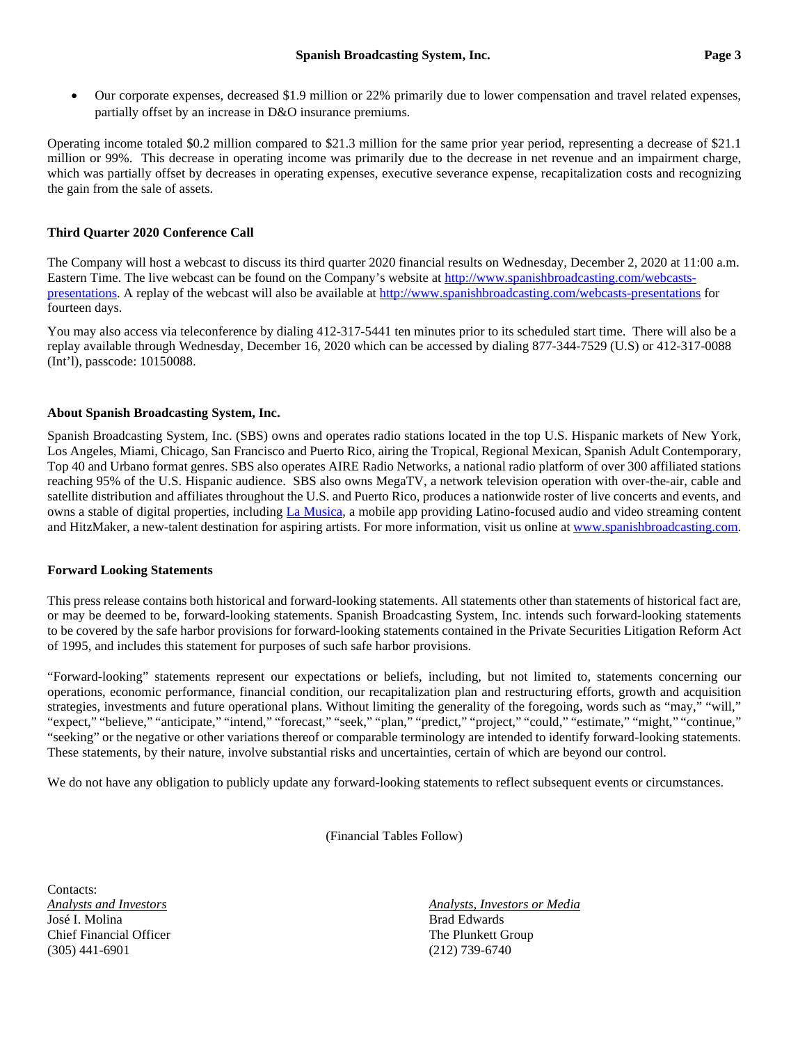- Our corporate expenses, decreased $1.9 million or 22% primarily due to lower compensation and travel related expenses, partially offset by an increase in D&O insurance premiums.

Operating income totaled $0.2 million compared to $21.3 million for the same prior year period, representing a decrease of $21.1 million or 99%. This decrease in operating income was primarily due to the decrease in net revenue and an impairment charge, which was partially offset by decreases in operating expenses, executive severance expense, recapitalization costs and recognizing the gain from the sale of assets.

**Third Quarter 2020 Conference Call**

The Company will host a webcast to discuss its third quarter 2020 financial results on Wednesday, December 2, 2020 at 11:00 a.m. Eastern Time. The live webcast can be found on the Company's website at [http://www.spanishbroadcasting.com/webcasts-presentations](http://www.spanishbroadcasting.com/webcasts-presentations). A replay of the webcast will also be available at [http://www.spanishbroadcasting.com/webcasts-presentations](http://www.spanishbroadcasting.com/webcasts-presentations) for fourteen days.

You may also access via teleconference by dialing 412-317-5441 ten minutes prior to its scheduled start time. There will also be a replay available through Wednesday, December 16, 2020 which can be accessed by dialing 877-344-7529 (U.S) or 412-317-0088 (Int'l), passcode: 10150088.

**About Spanish Broadcasting System, Inc.**

Spanish Broadcasting System, Inc. (SBS) owns and operates radio stations located in the top U.S. Hispanic markets of New York, Los Angeles, Miami, Chicago, San Francisco and Puerto Rico, airing the Tropical, Regional Mexican, Spanish Adult Contemporary, Top 40 and Urbano format genres. SBS also operates AIRE Radio Networks, a national radio platform of over 300 affiliated stations reaching 95% of the U.S. Hispanic audience. SBS also owns MegaTV, a network television operation with over-the-air, cable and satellite distribution and affiliates throughout the U.S. and Puerto Rico, produces a nationwide roster of live concerts and events, and owns a stable of digital properties, including La Musica, a mobile app providing Latino-focused audio and video streaming content and HitzMaker, a new-talent destination for aspiring artists. For more information, visit us online at [www.spanishbroadcasting.com](http://www.spanishbroadcasting.com).

**Forward Looking Statements**

This press release contains both historical and forward-looking statements. All statements other than statements of historical fact are, or may be deemed to be, forward-looking statements. Spanish Broadcasting System, Inc. intends such forward-looking statements to be covered by the safe harbor provisions for forward-looking statements contained in the Private Securities Litigation Reform Act of 1995, and includes this statement for purposes of such safe harbor provisions.

"Forward-looking" statements represent our expectations or beliefs, including, but not limited to, statements concerning our operations, economic performance, financial condition, our recapitalization plan and restructuring efforts, growth and acquisition strategies, investments and future operational plans. Without limiting the generality of the foregoing, words such as "may," "will," "expect," "believe," "anticipate," "intend," "forecast," "seek," "plan," "predict," "project," "could," "estimate," "might," "continue," "seeking" or the negative or other variations thereof or comparable terminology are intended to identify forward-looking statements. These statements, by their nature, involve substantial risks and uncertainties, certain of which are beyond our control.

We do not have any obligation to publicly update any forward-looking statements to reflect subsequent events or circumstances.

(Financial Tables Follow)

Contacts:

*Analysts and Investors*
José I. Molina
Chief Financial Officer
(305) 441-6901

*Analysts, Investors or Media*
Brad Edwards
The Plunkett Group
(212) 739-6740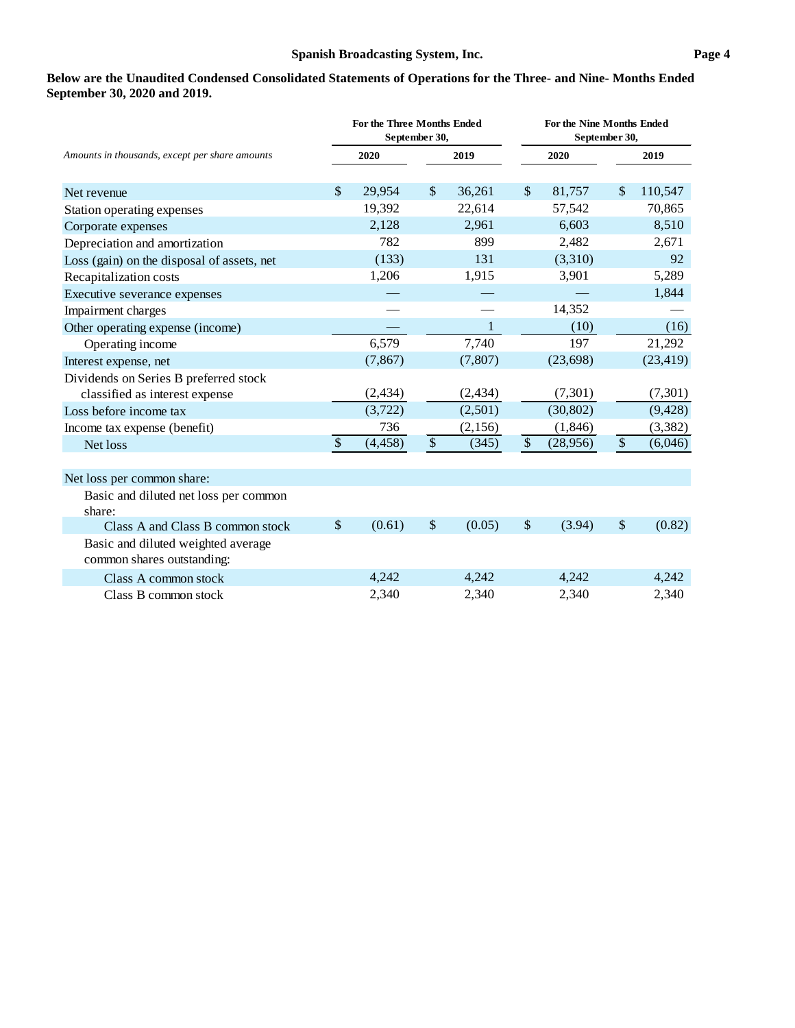**Below are the Unaudited Condensed Consolidated Statements of Operations for the Three- and Nine- Months Ended September 30, 2020 and 2019.**

| *Amounts in thousands, except per share amounts* | For the Three Months Ended September 30, 2020 | For the Three Months Ended September 30, 2019 | For the Nine Months Ended September 30, 2020 | For the Nine Months Ended September 30, 2019 |
|---|---|---|---|---|
| Net revenue | $ 29,954 | $ 36,261 | $ 81,757 | $ 110,547 |
| Station operating expenses | 19,392 | 22,614 | 57,542 | 70,865 |
| Corporate expenses | 2,128 | 2,961 | 6,603 | 8,510 |
| Depreciation and amortization | 782 | 899 | 2,482 | 2,671 |
| Loss (gain) on the disposal of assets, net | (133) | 131 | (3,310) | 92 |
| Recapitalization costs | 1,206 | 1,915 | 3,901 | 5,289 |
| Executive severance expenses | — | — | — | 1,844 |
| Impairment charges | — | — | 14,352 | — |
| Other operating expense (income) | — | 1 | (10) | (16) |
| Operating income | 6,579 | 7,740 | 197 | 21,292 |
| Interest expense, net | (7,867) | (7,807) | (23,698) | (23,419) |
| Dividends on Series B preferred stock classified as interest expense | (2,434) | (2,434) | (7,301) | (7,301) |
| Loss before income tax | (3,722) | (2,501) | (30,802) | (9,428) |
| Income tax expense (benefit) | 736 | (2,156) | (1,846) | (3,382) |
| Net loss | $ (4,458) | $ (345) | $ (28,956) | $ (6,046) |
| | | | | |
| Net loss per common share: | | | | |
| Basic and diluted net loss per common share: | | | | |
| Class A and Class B common stock | $ (0.61) | $ (0.05) | $ (3.94) | $ (0.82) |
| Basic and diluted weighted average common shares outstanding: | | | | |
| Class A common stock | 4,242 | 4,242 | 4,242 | 4,242 |
| Class B common stock | 2,340 | 2,340 | 2,340 | 2,340 |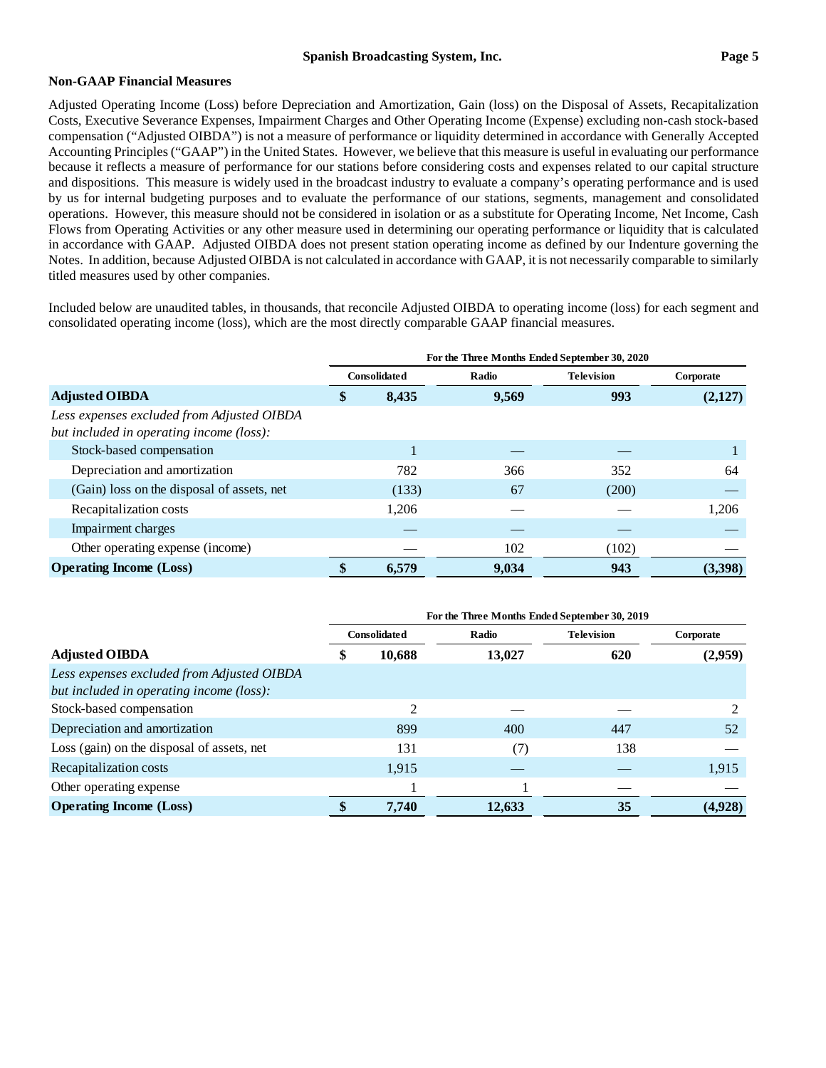## Non-GAAP Financial Measures

Adjusted Operating Income (Loss) before Depreciation and Amortization, Gain (loss) on the Disposal of Assets, Recapitalization Costs, Executive Severance Expenses, Impairment Charges and Other Operating Income (Expense) excluding non-cash stock-based compensation ("Adjusted OIBDA") is not a measure of performance or liquidity determined in accordance with Generally Accepted Accounting Principles ("GAAP") in the United States. However, we believe that this measure is useful in evaluating our performance because it reflects a measure of performance for our stations before considering costs and expenses related to our capital structure and dispositions. This measure is widely used in the broadcast industry to evaluate a company's operating performance and is used by us for internal budgeting purposes and to evaluate the performance of our stations, segments, management and consolidated operations. However, this measure should not be considered in isolation or as a substitute for Operating Income, Net Income, Cash Flows from Operating Activities or any other measure used in determining our operating performance or liquidity that is calculated in accordance with GAAP. Adjusted OIBDA does not present station operating income as defined by our Indenture governing the Notes. In addition, because Adjusted OIBDA is not calculated in accordance with GAAP, it is not necessarily comparable to similarly titled measures used by other companies.

Included below are unaudited tables, in thousands, that reconcile Adjusted OIBDA to operating income (loss) for each segment and consolidated operating income (loss), which are the most directly comparable GAAP financial measures.

| | For the Three Months Ended September 30, 2020 | | | |
|---|---|---|---|---|
| | Consolidated | Radio | Television | Corporate |
| **Adjusted OIBDA** | **$ 8,435** | **9,569** | **993** | **(2,127)** |
| *Less expenses excluded from Adjusted OIBDA but included in operating income (loss):* | | | | |
| Stock-based compensation | 1 | — | — | 1 |
| Depreciation and amortization | 782 | 366 | 352 | 64 |
| (Gain) loss on the disposal of assets, net | (133) | 67 | (200) | — |
| Recapitalization costs | 1,206 | — | — | 1,206 |
| Impairment charges | — | — | — | — |
| Other operating expense (income) | — | 102 | (102) | — |
| **Operating Income (Loss)** | **$ 6,579** | **9,034** | **943** | **(3,398)** |

| | For the Three Months Ended September 30, 2019 | | | |
|---|---|---|---|---|
| | Consolidated | Radio | Television | Corporate |
| **Adjusted OIBDA** | **$ 10,688** | **13,027** | **620** | **(2,959)** |
| *Less expenses excluded from Adjusted OIBDA but included in operating income (loss):* | | | | |
| Stock-based compensation | 2 | — | — | 2 |
| Depreciation and amortization | 899 | 400 | 447 | 52 |
| Loss (gain) on the disposal of assets, net | 131 | (7) | 138 | — |
| Recapitalization costs | 1,915 | — | — | 1,915 |
| Other operating expense | 1 | 1 | — | — |
| **Operating Income (Loss)** | **$ 7,740** | **12,633** | **35** | **(4,928)** |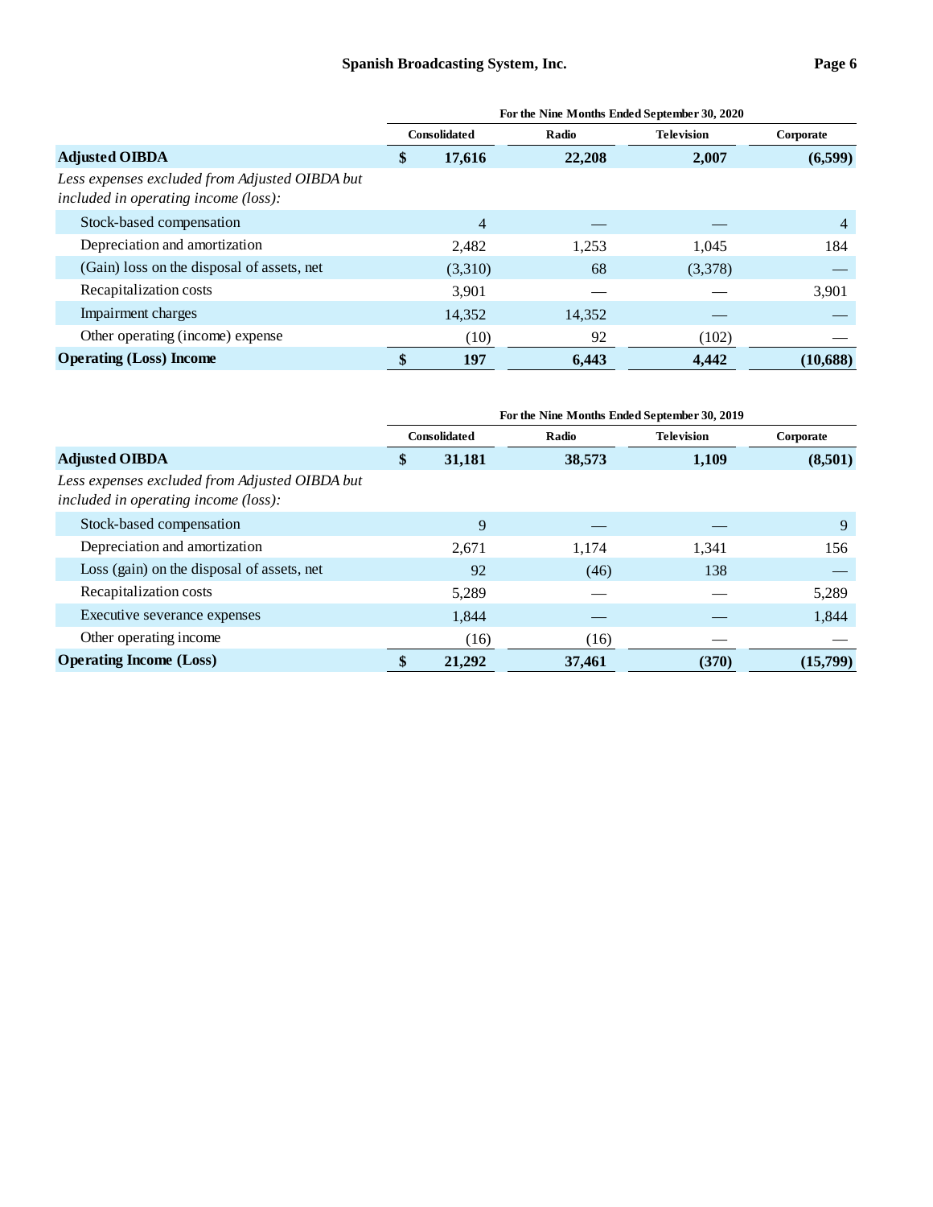| | For the Nine Months Ended September 30, 2020 | | | |
|---|---|---|---|---|
| | Consolidated | Radio | Television | Corporate |
| **Adjusted OIBDA** | **$ 17,616** | **22,208** | **2,007** | **(6,599)** |
| *Less expenses excluded from Adjusted OIBDA but included in operating income (loss):* | | | | |
| Stock-based compensation | 4 | — | — | 4 |
| Depreciation and amortization | 2,482 | 1,253 | 1,045 | 184 |
| (Gain) loss on the disposal of assets, net | (3,310) | 68 | (3,378) | — |
| Recapitalization costs | 3,901 | — | — | 3,901 |
| Impairment charges | 14,352 | 14,352 | — | — |
| Other operating (income) expense | (10) | 92 | (102) | — |
| **Operating (Loss) Income** | **$ 197** | **6,443** | **4,442** | **(10,688)** |

| | For the Nine Months Ended September 30, 2019 | | | |
|---|---|---|---|---|
| | Consolidated | Radio | Television | Corporate |
| **Adjusted OIBDA** | **$ 31,181** | **38,573** | **1,109** | **(8,501)** |
| *Less expenses excluded from Adjusted OIBDA but included in operating income (loss):* | | | | |
| Stock-based compensation | 9 | — | — | 9 |
| Depreciation and amortization | 2,671 | 1,174 | 1,341 | 156 |
| Loss (gain) on the disposal of assets, net | 92 | (46) | 138 | — |
| Recapitalization costs | 5,289 | — | — | 5,289 |
| Executive severance expenses | 1,844 | — | — | 1,844 |
| Other operating income | (16) | (16) | — | — |
| **Operating Income (Loss)** | **$ 21,292** | **37,461** | **(370)** | **(15,799)** |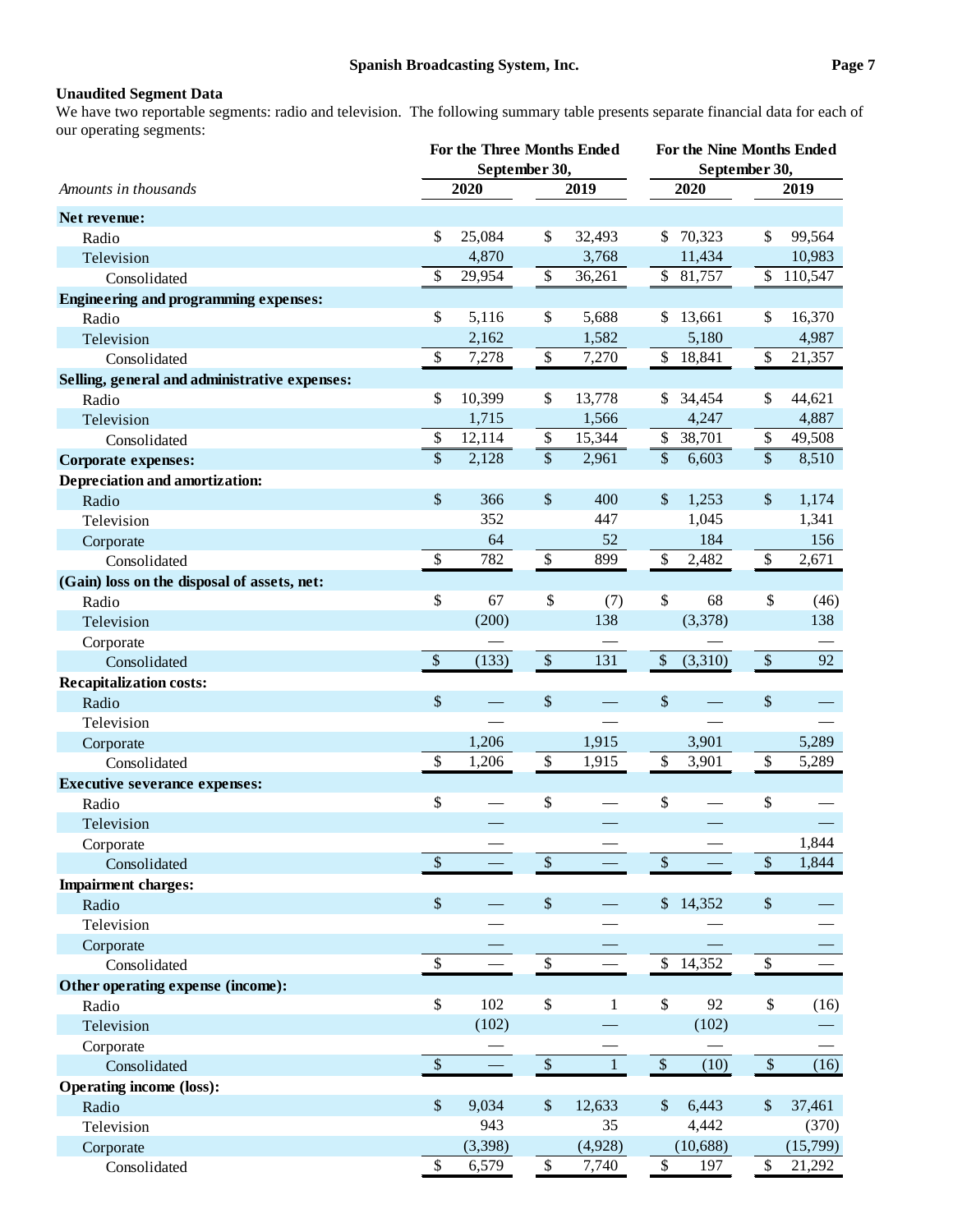**Unaudited Segment Data**

We have two reportable segments: radio and television. The following summary table presents separate financial data for each of our operating segments:

| *Amounts in thousands* | For the Three Months Ended September 30, 2020 | For the Three Months Ended September 30, 2019 | For the Nine Months Ended September 30, 2020 | For the Nine Months Ended September 30, 2019 |
|---|---|---|---|---|
| **Net revenue:** | | | | |
| Radio | $ 25,084 | $ 32,493 | $ 70,323 | $ 99,564 |
| Television | 4,870 | 3,768 | 11,434 | 10,983 |
| Consolidated | $ 29,954 | $ 36,261 | $ 81,757 | $ 110,547 |
| **Engineering and programming expenses:** | | | | |
| Radio | $ 5,116 | $ 5,688 | $ 13,661 | $ 16,370 |
| Television | 2,162 | 1,582 | 5,180 | 4,987 |
| Consolidated | $ 7,278 | $ 7,270 | $ 18,841 | $ 21,357 |
| **Selling, general and administrative expenses:** | | | | |
| Radio | $ 10,399 | $ 13,778 | $ 34,454 | $ 44,621 |
| Television | 1,715 | 1,566 | 4,247 | 4,887 |
| Consolidated | $ 12,114 | $ 15,344 | $ 38,701 | $ 49,508 |
| **Corporate expenses:** | $ 2,128 | $ 2,961 | $ 6,603 | $ 8,510 |
| **Depreciation and amortization:** | | | | |
| Radio | $ 366 | $ 400 | $ 1,253 | $ 1,174 |
| Television | 352 | 447 | 1,045 | 1,341 |
| Corporate | 64 | 52 | 184 | 156 |
| Consolidated | $ 782 | $ 899 | $ 2,482 | $ 2,671 |
| **(Gain) loss on the disposal of assets, net:** | | | | |
| Radio | $ 67 | $ (7) | $ 68 | $ (46) |
| Television | (200) | 138 | (3,378) | 138 |
| Corporate | — | — | — | — |
| Consolidated | $ (133) | $ 131 | $ (3,310) | $ 92 |
| **Recapitalization costs:** | | | | |
| Radio | $ — | $ — | $ — | $ — |
| Television | — | — | — | — |
| Corporate | 1,206 | 1,915 | 3,901 | 5,289 |
| Consolidated | $ 1,206 | $ 1,915 | $ 3,901 | $ 5,289 |
| **Executive severance expenses:** | | | | |
| Radio | $ — | $ — | $ — | $ — |
| Television | — | — | — | — |
| Corporate | — | — | — | 1,844 |
| Consolidated | $ — | $ — | $ — | $ 1,844 |
| **Impairment charges:** | | | | |
| Radio | $ — | $ — | $ 14,352 | $ — |
| Television | — | — | — | — |
| Corporate | — | — | — | — |
| Consolidated | $ — | $ — | $ 14,352 | $ — |
| **Other operating expense (income):** | | | | |
| Radio | $ 102 | $ 1 | $ 92 | $ (16) |
| Television | (102) | — | (102) | — |
| Corporate | — | — | — | — |
| Consolidated | $ — | $ 1 | $ (10) | $ (16) |
| **Operating income (loss):** | | | | |
| Radio | $ 9,034 | $ 12,633 | $ 6,443 | $ 37,461 |
| Television | 943 | 35 | 4,442 | (370) |
| Corporate | (3,398) | (4,928) | (10,688) | (15,799) |
| Consolidated | $ 6,579 | $ 7,740 | $ 197 | $ 21,292 |